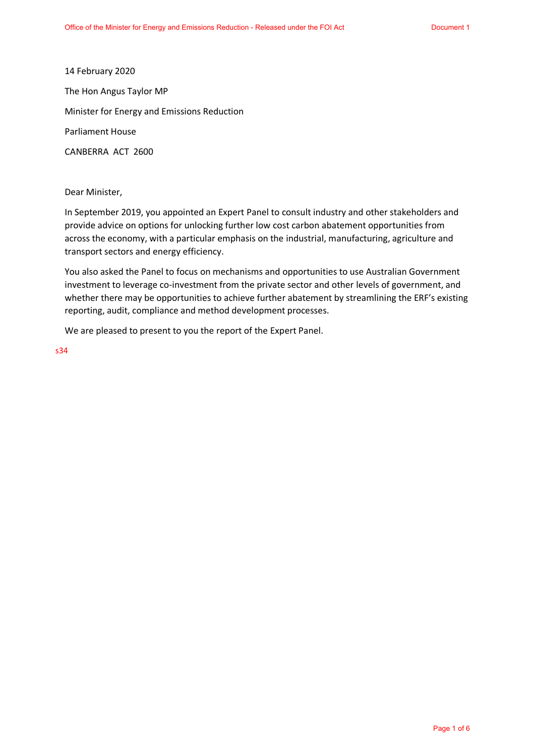14 February 2020

The Hon Angus Taylor MP

Minister for Energy and Emissions Reduction

Parliament House

CANBERRA ACT 2600

Dear Minister,

In September 2019, you appointed an Expert Panel to consult industry and other stakeholders and provide advice on options for unlocking further low cost carbon abatement opportunities from across the economy, with a particular emphasis on the industrial, manufacturing, agriculture and transport sectors and energy efficiency.

You also asked the Panel to focus on mechanisms and opportunities to use Australian Government investment to leverage co-investment from the private sector and other levels of government, and whether there may be opportunities to achieve further abatement by streamlining the ERF's existing reporting, audit, compliance and method development processes.

We are pleased to present to you the report of the Expert Panel.

s34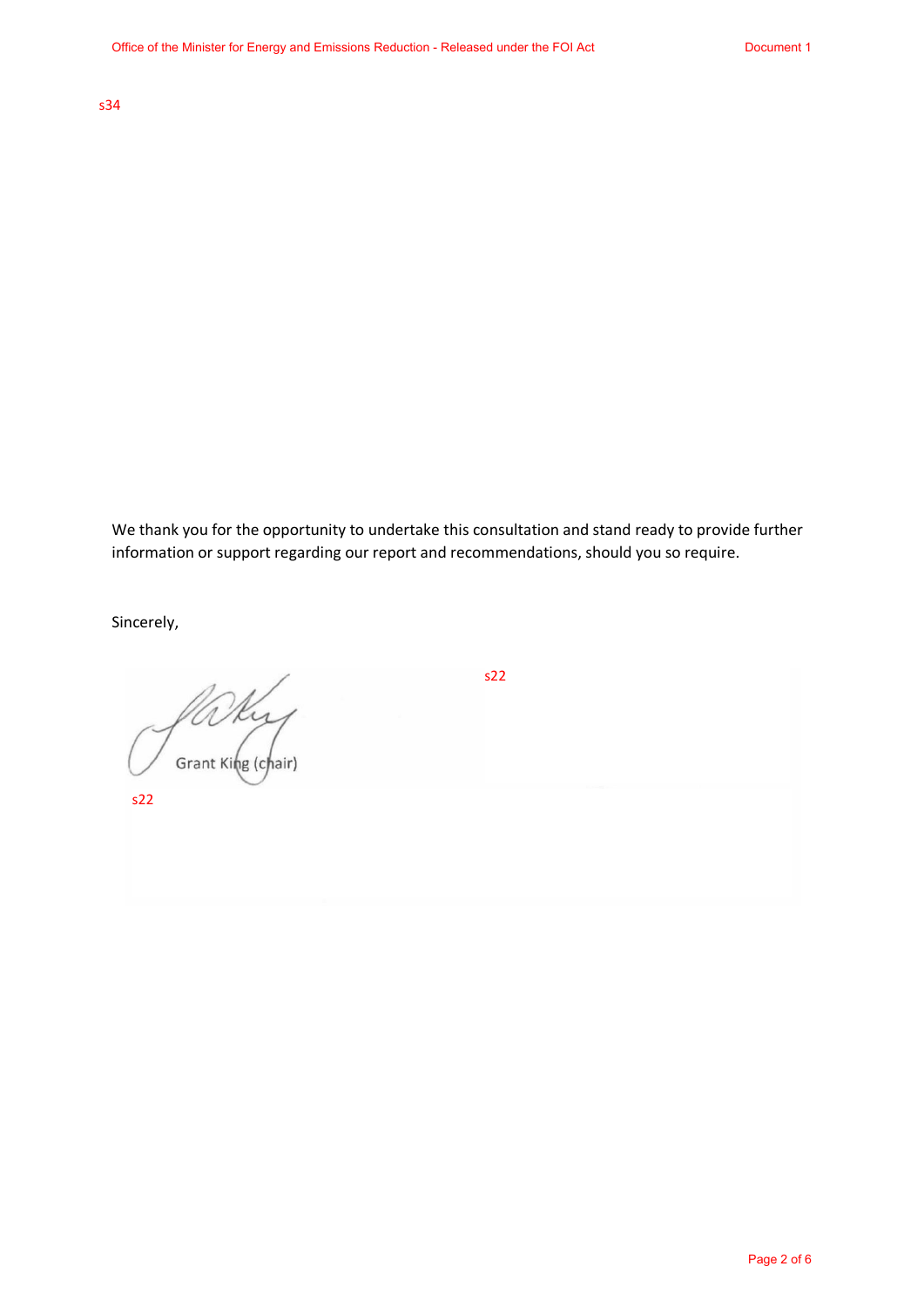s34

We thank you for the opportunity to undertake this consultation and stand ready to provide further information or support regarding our report and recommendations, should you so require.

Sincerely,

Grant King (chair)

s22

s22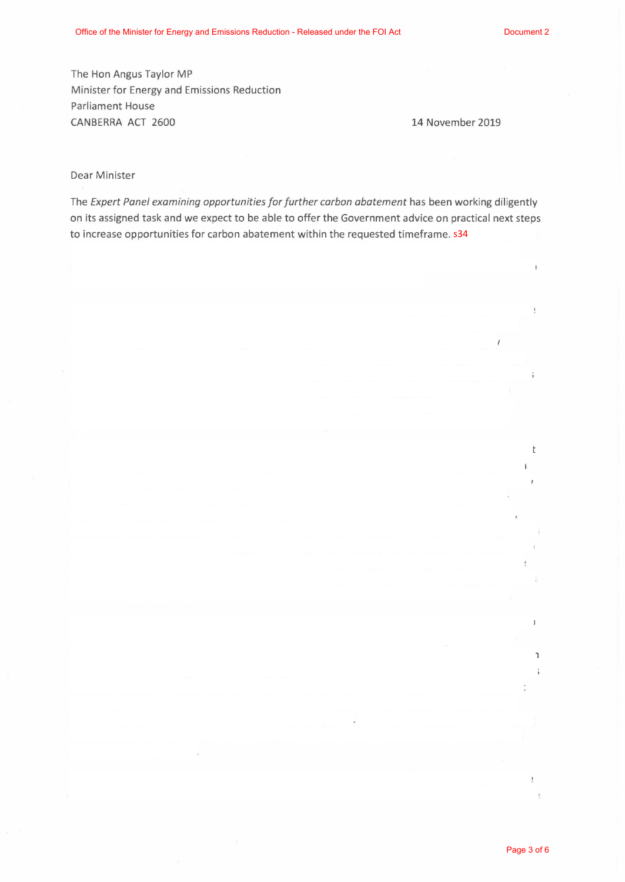The Hon Angus Taylor MP
Minister for Energy and Emissions Reduction
Parliament House
CANBERRA ACT 2600

14 November 2019

Dear Minister

The *Expert Panel examining opportunities for further carbon abatement* has been working diligently on its assigned task and we expect to be able to offer the Government advice on practical next steps to increase opportunities for carbon abatement within the requested timeframe. s34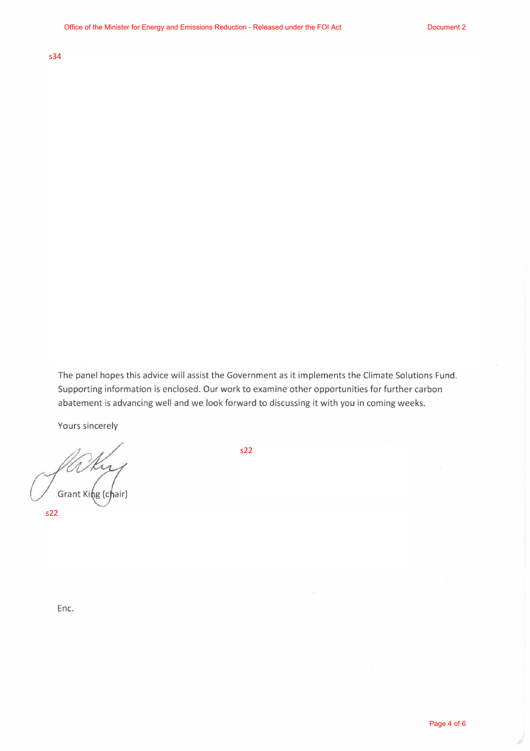s34

The panel hopes this advice will assist the Government as it implements the Climate Solutions Fund. Supporting information is enclosed. Our work to examine other opportunities for further carbon abatement is advancing well and we look forward to discussing it with you in coming weeks.

Yours sincerely

Grant King (chair)

s22

s22

Enc.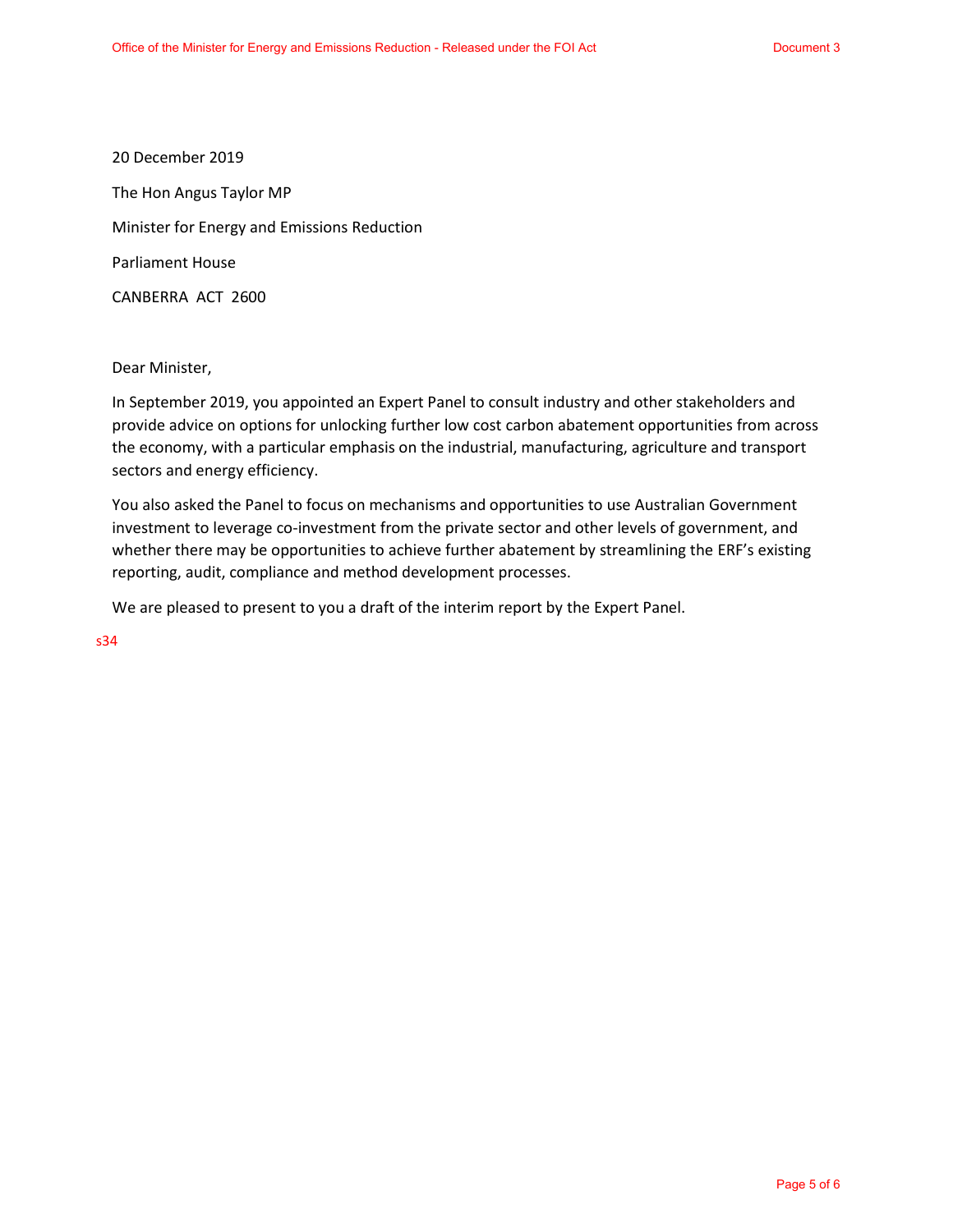20 December 2019

The Hon Angus Taylor MP

Minister for Energy and Emissions Reduction

Parliament House

CANBERRA ACT 2600

Dear Minister,

In September 2019, you appointed an Expert Panel to consult industry and other stakeholders and provide advice on options for unlocking further low cost carbon abatement opportunities from across the economy, with a particular emphasis on the industrial, manufacturing, agriculture and transport sectors and energy efficiency.

You also asked the Panel to focus on mechanisms and opportunities to use Australian Government investment to leverage co-investment from the private sector and other levels of government, and whether there may be opportunities to achieve further abatement by streamlining the ERF's existing reporting, audit, compliance and method development processes.

We are pleased to present to you a draft of the interim report by the Expert Panel.

s34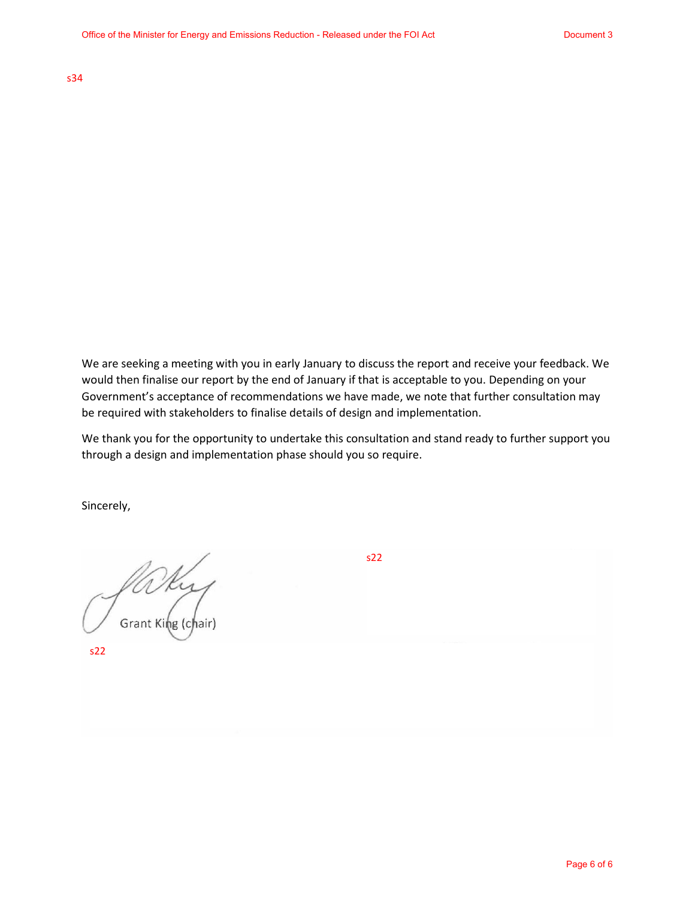s34

We are seeking a meeting with you in early January to discuss the report and receive your feedback. We would then finalise our report by the end of January if that is acceptable to you. Depending on your Government's acceptance of recommendations we have made, we note that further consultation may be required with stakeholders to finalise details of design and implementation.

We thank you for the opportunity to undertake this consultation and stand ready to further support you through a design and implementation phase should you so require.

Sincerely,

Grant King (chair)

s22

s22